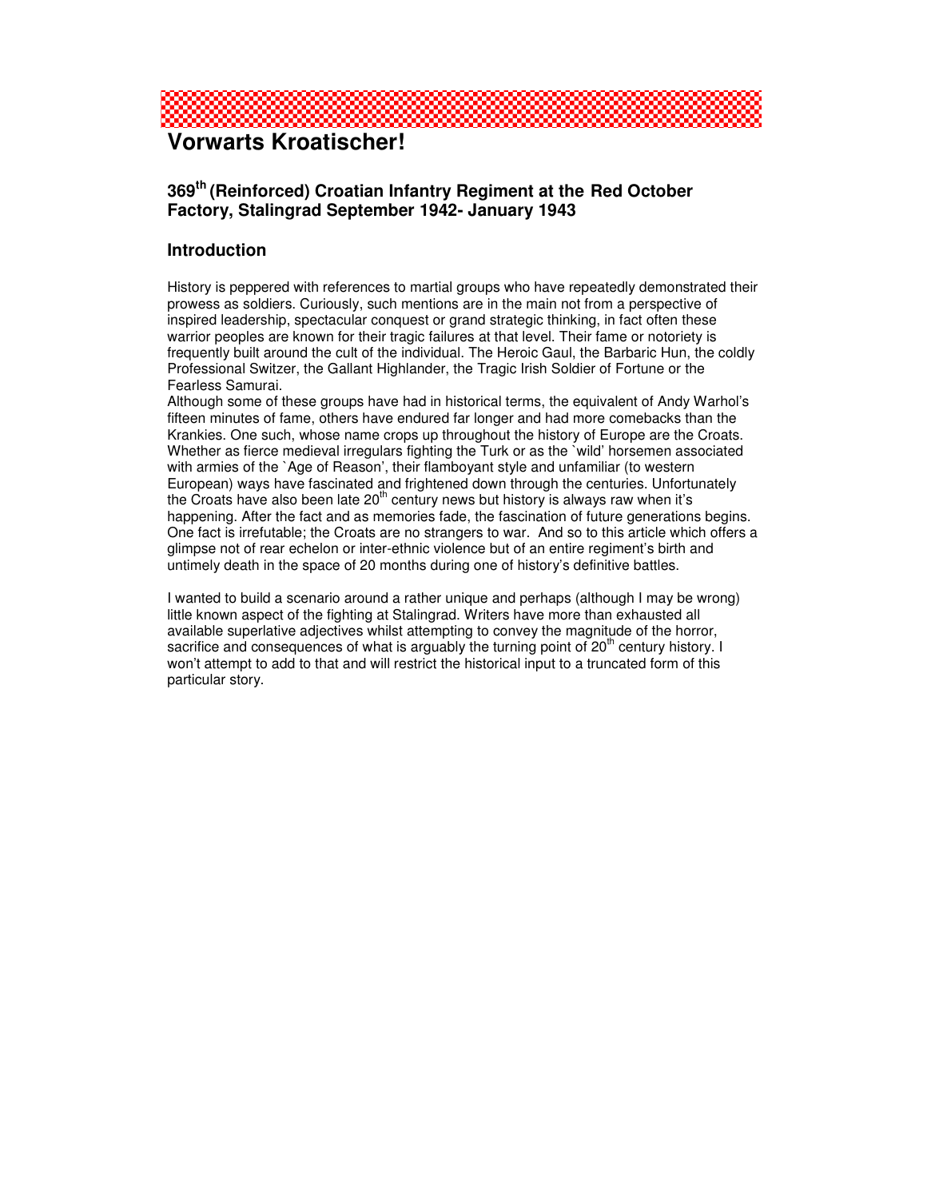# Vorwarts Kroatischer!

## 369th (Reinforced) Croatian Infantry Regiment at the Red October Factory, Stalingrad September 1942- January 1943

### Introduction

History is peppered with references to martial groups who have repeatedly demonstrated their prowess as soldiers. Curiously, such mentions are in the main not from a perspective of inspired leadership, spectacular conquest or grand strategic thinking, in fact often these warrior peoples are known for their tragic failures at that level. Their fame or notoriety is frequently built around the cult of the individual. The Heroic Gaul, the Barbaric Hun, the coldly Professional Switzer, the Gallant Highlander, the Tragic Irish Soldier of Fortune or the Fearless Samurai.
Although some of these groups have had in historical terms, the equivalent of Andy Warhol's fifteen minutes of fame, others have endured far longer and had more comebacks than the Krankies. One such, whose name crops up throughout the history of Europe are the Croats. Whether as fierce medieval irregulars fighting the Turk or as the `wild' horsemen associated with armies of the `Age of Reason', their flamboyant style and unfamiliar (to western European) ways have fascinated and frightened down through the centuries. Unfortunately the Croats have also been late 20th century news but history is always raw when it's happening. After the fact and as memories fade, the fascination of future generations begins. One fact is irrefutable; the Croats are no strangers to war. And so to this article which offers a glimpse not of rear echelon or inter-ethnic violence but of an entire regiment's birth and untimely death in the space of 20 months during one of history's definitive battles.

I wanted to build a scenario around a rather unique and perhaps (although I may be wrong) little known aspect of the fighting at Stalingrad. Writers have more than exhausted all available superlative adjectives whilst attempting to convey the magnitude of the horror, sacrifice and consequences of what is arguably the turning point of 20th century history. I won't attempt to add to that and will restrict the historical input to a truncated form of this particular story.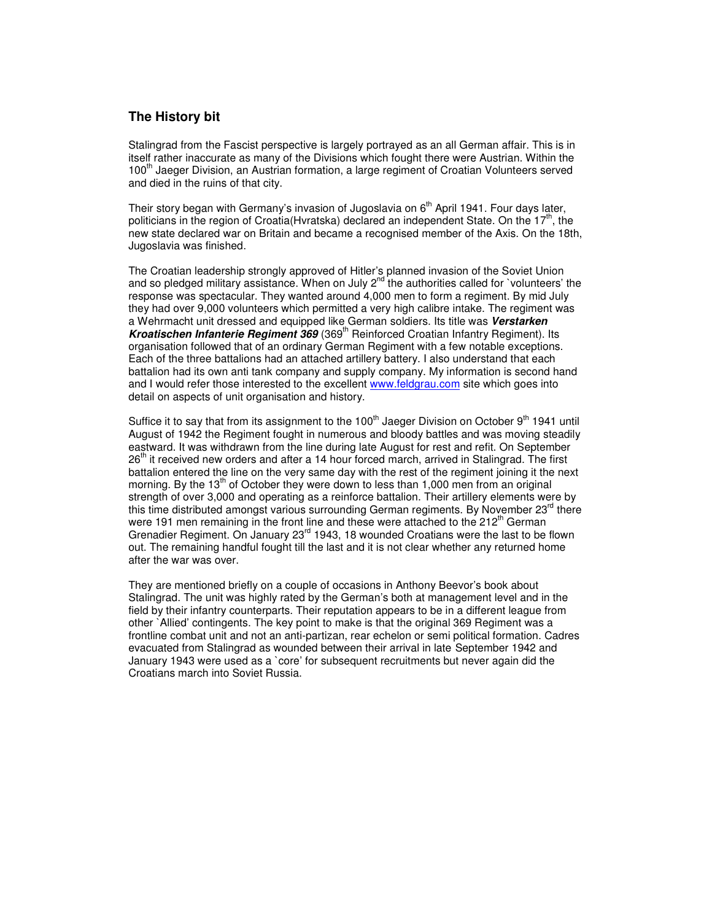## The History bit

Stalingrad from the Fascist perspective is largely portrayed as an all German affair. This is in itself rather inaccurate as many of the Divisions which fought there were Austrian. Within the 100th Jaeger Division, an Austrian formation, a large regiment of Croatian Volunteers served and died in the ruins of that city.

Their story began with Germany's invasion of Jugoslavia on 6th April 1941. Four days later, politicians in the region of Croatia(Hvratska) declared an independent State. On the 17th, the new state declared war on Britain and became a recognised member of the Axis. On the 18th, Jugoslavia was finished.

The Croatian leadership strongly approved of Hitler's planned invasion of the Soviet Union and so pledged military assistance. When on July 2nd the authorities called for `volunteers' the response was spectacular. They wanted around 4,000 men to form a regiment. By mid July they had over 9,000 volunteers which permitted a very high calibre intake. The regiment was a Wehrmacht unit dressed and equipped like German soldiers. Its title was ***Verstarken Kroatischen Infanterie Regiment 369*** (369th Reinforced Croatian Infantry Regiment). Its organisation followed that of an ordinary German Regiment with a few notable exceptions. Each of the three battalions had an attached artillery battery. I also understand that each battalion had its own anti tank company and supply company. My information is second hand and I would refer those interested to the excellent www.feldgrau.com site which goes into detail on aspects of unit organisation and history.

Suffice it to say that from its assignment to the 100th Jaeger Division on October 9th 1941 until August of 1942 the Regiment fought in numerous and bloody battles and was moving steadily eastward. It was withdrawn from the line during late August for rest and refit. On September 26th it received new orders and after a 14 hour forced march, arrived in Stalingrad. The first battalion entered the line on the very same day with the rest of the regiment joining it the next morning. By the 13th of October they were down to less than 1,000 men from an original strength of over 3,000 and operating as a reinforce battalion. Their artillery elements were by this time distributed amongst various surrounding German regiments. By November 23rd there were 191 men remaining in the front line and these were attached to the 212th German Grenadier Regiment. On January 23rd 1943, 18 wounded Croatians were the last to be flown out. The remaining handful fought till the last and it is not clear whether any returned home after the war was over.

They are mentioned briefly on a couple of occasions in Anthony Beevor's book about Stalingrad. The unit was highly rated by the German's both at management level and in the field by their infantry counterparts. Their reputation appears to be in a different league from other `Allied' contingents. The key point to make is that the original 369 Regiment was a frontline combat unit and not an anti-partizan, rear echelon or semi political formation. Cadres evacuated from Stalingrad as wounded between their arrival in late September 1942 and January 1943 were used as a `core' for subsequent recruitments but never again did the Croatians march into Soviet Russia.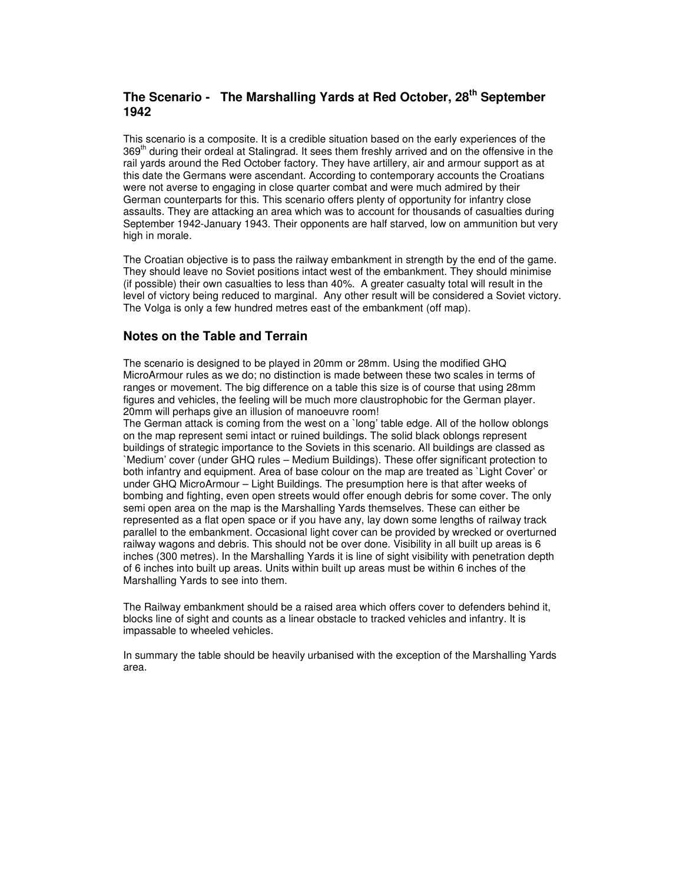## The Scenario - The Marshalling Yards at Red October, 28th September 1942

This scenario is a composite. It is a credible situation based on the early experiences of the 369th during their ordeal at Stalingrad. It sees them freshly arrived and on the offensive in the rail yards around the Red October factory. They have artillery, air and armour support as at this date the Germans were ascendant. According to contemporary accounts the Croatians were not averse to engaging in close quarter combat and were much admired by their German counterparts for this. This scenario offers plenty of opportunity for infantry close assaults. They are attacking an area which was to account for thousands of casualties during September 1942-January 1943. Their opponents are half starved, low on ammunition but very high in morale.

The Croatian objective is to pass the railway embankment in strength by the end of the game. They should leave no Soviet positions intact west of the embankment. They should minimise (if possible) their own casualties to less than 40%. A greater casualty total will result in the level of victory being reduced to marginal. Any other result will be considered a Soviet victory. The Volga is only a few hundred metres east of the embankment (off map).

## Notes on the Table and Terrain

The scenario is designed to be played in 20mm or 28mm. Using the modified GHQ MicroArmour rules as we do; no distinction is made between these two scales in terms of ranges or movement. The big difference on a table this size is of course that using 28mm figures and vehicles, the feeling will be much more claustrophobic for the German player. 20mm will perhaps give an illusion of manoeuvre room!

The German attack is coming from the west on a `long' table edge. All of the hollow oblongs on the map represent semi intact or ruined buildings. The solid black oblongs represent buildings of strategic importance to the Soviets in this scenario. All buildings are classed as `Medium' cover (under GHQ rules – Medium Buildings). These offer significant protection to both infantry and equipment. Area of base colour on the map are treated as `Light Cover' or under GHQ MicroArmour – Light Buildings. The presumption here is that after weeks of bombing and fighting, even open streets would offer enough debris for some cover. The only semi open area on the map is the Marshalling Yards themselves. These can either be represented as a flat open space or if you have any, lay down some lengths of railway track parallel to the embankment. Occasional light cover can be provided by wrecked or overturned railway wagons and debris. This should not be over done. Visibility in all built up areas is 6 inches (300 metres). In the Marshalling Yards it is line of sight visibility with penetration depth of 6 inches into built up areas. Units within built up areas must be within 6 inches of the Marshalling Yards to see into them.

The Railway embankment should be a raised area which offers cover to defenders behind it, blocks line of sight and counts as a linear obstacle to tracked vehicles and infantry. It is impassable to wheeled vehicles.

In summary the table should be heavily urbanised with the exception of the Marshalling Yards area.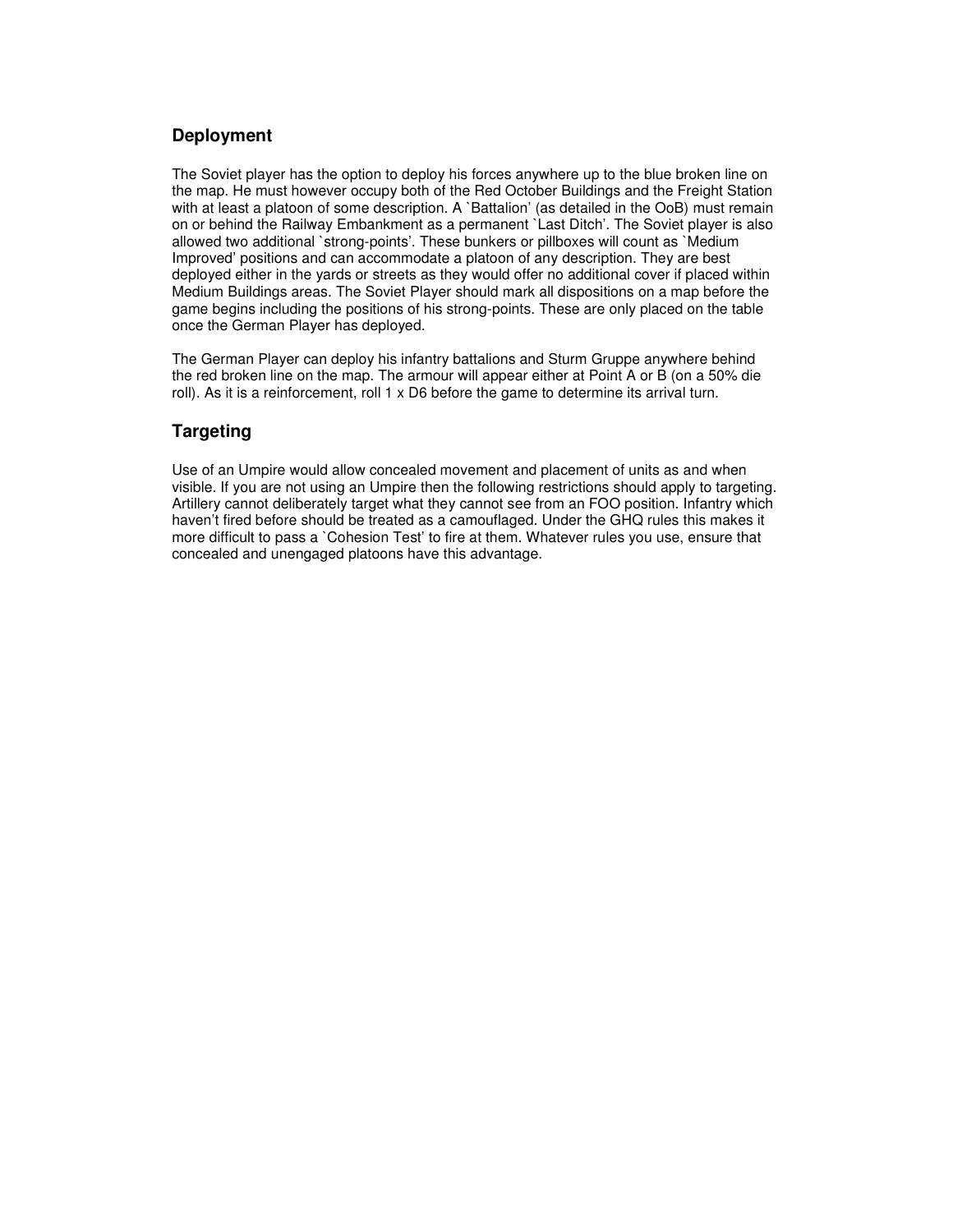## Deployment

The Soviet player has the option to deploy his forces anywhere up to the blue broken line on the map. He must however occupy both of the Red October Buildings and the Freight Station with at least a platoon of some description. A `Battalion' (as detailed in the OoB) must remain on or behind the Railway Embankment as a permanent `Last Ditch'. The Soviet player is also allowed two additional `strong-points'. These bunkers or pillboxes will count as `Medium Improved' positions and can accommodate a platoon of any description. They are best deployed either in the yards or streets as they would offer no additional cover if placed within Medium Buildings areas. The Soviet Player should mark all dispositions on a map before the game begins including the positions of his strong-points. These are only placed on the table once the German Player has deployed.

The German Player can deploy his infantry battalions and Sturm Gruppe anywhere behind the red broken line on the map. The armour will appear either at Point A or B (on a 50% die roll). As it is a reinforcement, roll 1 x D6 before the game to determine its arrival turn.

## Targeting

Use of an Umpire would allow concealed movement and placement of units as and when visible. If you are not using an Umpire then the following restrictions should apply to targeting. Artillery cannot deliberately target what they cannot see from an FOO position. Infantry which haven't fired before should be treated as a camouflaged. Under the GHQ rules this makes it more difficult to pass a `Cohesion Test' to fire at them. Whatever rules you use, ensure that concealed and unengaged platoons have this advantage.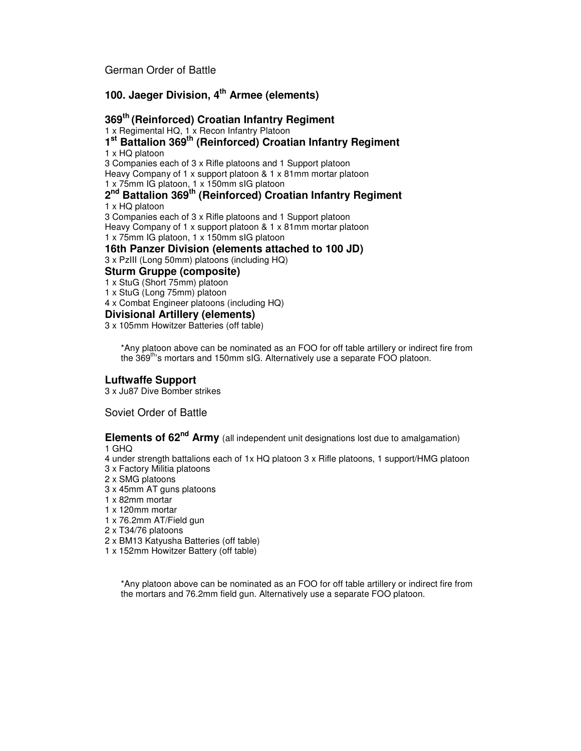German Order of Battle

## 100. Jaeger Division, 4th Armee (elements)

### 369th (Reinforced) Croatian Infantry Regiment

1 x Regimental HQ, 1 x Recon Infantry Platoon

### 1st Battalion 369th (Reinforced) Croatian Infantry Regiment

1 x HQ platoon
3 Companies each of 3 x Rifle platoons and 1 Support platoon
Heavy Company of 1 x support platoon & 1 x 81mm mortar platoon
1 x 75mm IG platoon, 1 x 150mm sIG platoon

### 2nd Battalion 369th (Reinforced) Croatian Infantry Regiment

1 x HQ platoon
3 Companies each of 3 x Rifle platoons and 1 Support platoon
Heavy Company of 1 x support platoon & 1 x 81mm mortar platoon
1 x 75mm IG platoon, 1 x 150mm sIG platoon

### 16th Panzer Division (elements attached to 100 JD)

3 x PzIII (Long 50mm) platoons (including HQ)

### Sturm Gruppe (composite)

1 x StuG (Short 75mm) platoon
1 x StuG (Long 75mm) platoon
4 x Combat Engineer platoons (including HQ)

### Divisional Artillery (elements)

3 x 105mm Howitzer Batteries (off table)

> *Any platoon above can be nominated as an FOO for off table artillery or indirect fire from the 369th's mortars and 150mm sIG. Alternatively use a separate FOO platoon.

### Luftwaffe Support

3 x Ju87 Dive Bomber strikes

Soviet Order of Battle

### Elements of 62nd Army (all independent unit designations lost due to amalgamation)

1 GHQ
4 under strength battalions each of 1x HQ platoon 3 x Rifle platoons, 1 support/HMG platoon
3 x Factory Militia platoons
2 x SMG platoons
3 x 45mm AT guns platoons
1 x 82mm mortar
1 x 120mm mortar
1 x 76.2mm AT/Field gun
2 x T34/76 platoons
2 x BM13 Katyusha Batteries (off table)
1 x 152mm Howitzer Battery (off table)

> *Any platoon above can be nominated as an FOO for off table artillery or indirect fire from the mortars and 76.2mm field gun. Alternatively use a separate FOO platoon.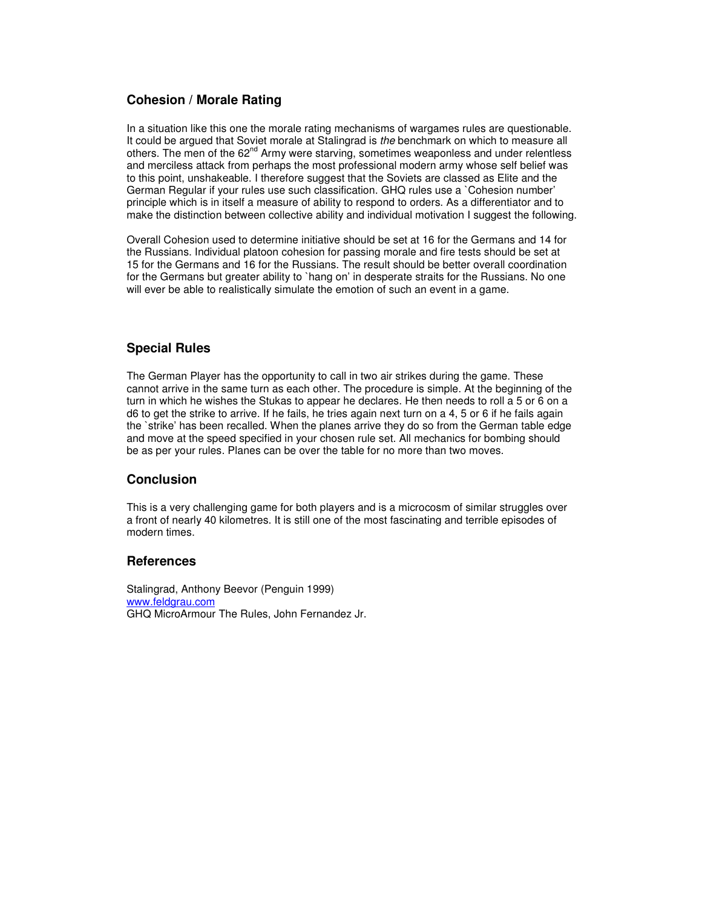## Cohesion / Morale Rating

In a situation like this one the morale rating mechanisms of wargames rules are questionable. It could be argued that Soviet morale at Stalingrad is *the* benchmark on which to measure all others. The men of the 62nd Army were starving, sometimes weaponless and under relentless and merciless attack from perhaps the most professional modern army whose self belief was to this point, unshakeable. I therefore suggest that the Soviets are classed as Elite and the German Regular if your rules use such classification. GHQ rules use a `Cohesion number' principle which is in itself a measure of ability to respond to orders. As a differentiator and to make the distinction between collective ability and individual motivation I suggest the following.

Overall Cohesion used to determine initiative should be set at 16 for the Germans and 14 for the Russians. Individual platoon cohesion for passing morale and fire tests should be set at 15 for the Germans and 16 for the Russians. The result should be better overall coordination for the Germans but greater ability to `hang on' in desperate straits for the Russians. No one will ever be able to realistically simulate the emotion of such an event in a game.

## Special Rules

The German Player has the opportunity to call in two air strikes during the game. These cannot arrive in the same turn as each other. The procedure is simple. At the beginning of the turn in which he wishes the Stukas to appear he declares. He then needs to roll a 5 or 6 on a d6 to get the strike to arrive. If he fails, he tries again next turn on a 4, 5 or 6 if he fails again the `strike' has been recalled. When the planes arrive they do so from the German table edge and move at the speed specified in your chosen rule set. All mechanics for bombing should be as per your rules. Planes can be over the table for no more than two moves.

## Conclusion

This is a very challenging game for both players and is a microcosm of similar struggles over a front of nearly 40 kilometres. It is still one of the most fascinating and terrible episodes of modern times.

## References

Stalingrad, Anthony Beevor (Penguin 1999)
www.feldgrau.com
GHQ MicroArmour The Rules, John Fernandez Jr.